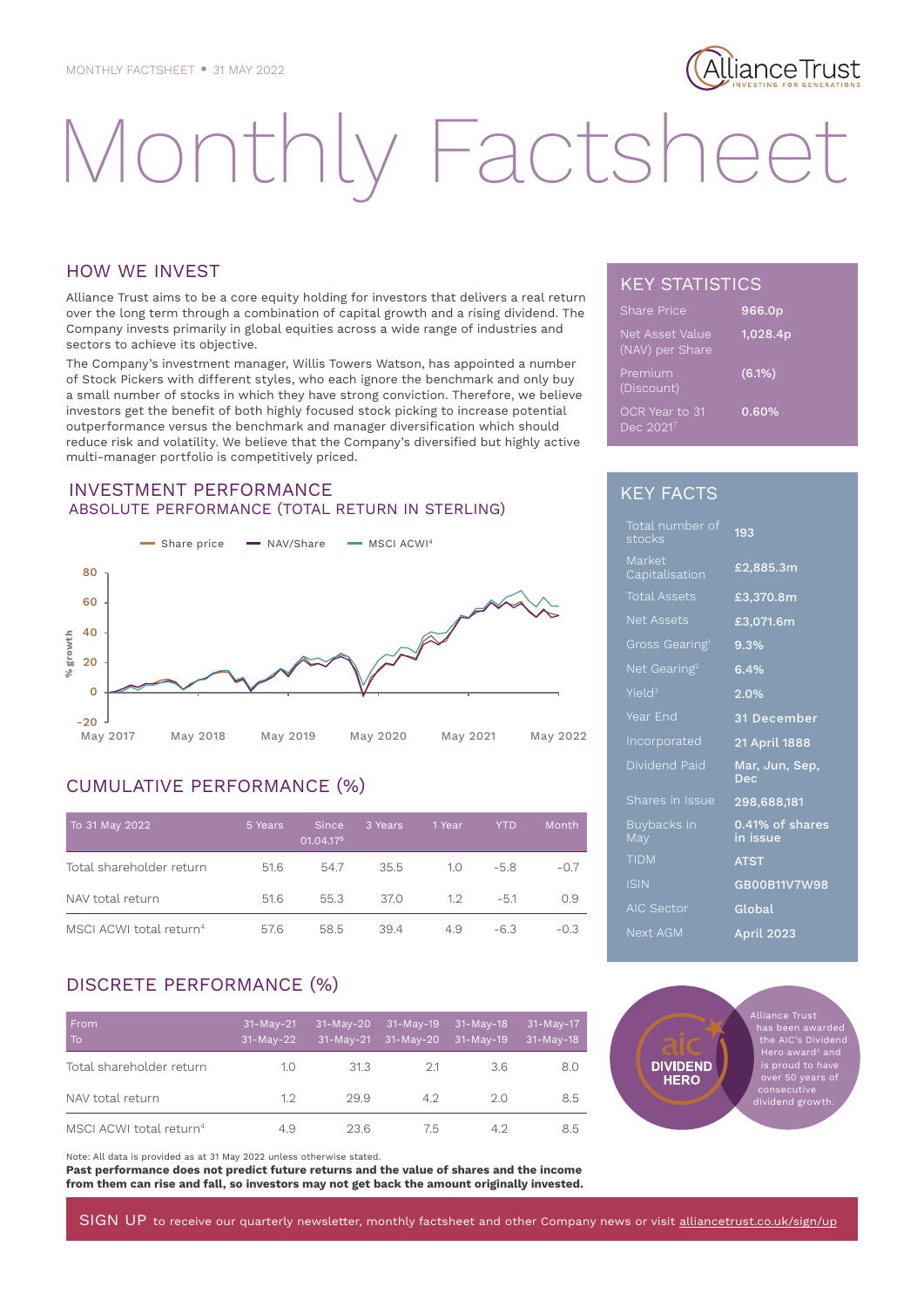MONTHLY FACTSHEET • 31 MAY 2022

# Monthly Factsheet

## HOW WE INVEST

Alliance Trust aims to be a core equity holding for investors that delivers a real return over the long term through a combination of capital growth and a rising dividend. The Company invests primarily in global equities across a wide range of industries and sectors to achieve its objective.

The Company's investment manager, Willis Towers Watson, has appointed a number of Stock Pickers with different styles, who each ignore the benchmark and only buy a small number of stocks in which they have strong conviction. Therefore, we believe investors get the benefit of both highly focused stock picking to increase potential outperformance versus the benchmark and manager diversification which should reduce risk and volatility. We believe that the Company's diversified but highly active multi-manager portfolio is competitively priced.

## KEY STATISTICS

| | |
|---|---|
| Share Price | 966.0p |
| Net Asset Value (NAV) per Share | 1,028.4p |
| Premium (Discount) | (6.1%) |
| OCR Year to 31 Dec 2021[7] | 0.60% |

## INVESTMENT PERFORMANCE

### ABSOLUTE PERFORMANCE (TOTAL RETURN IN STERLING)

Share price — NAV/Share — MSCI ACWI[4]

% growth (80, 60, 40, 20, 0, -20)

May 2017 | May 2018 | May 2019 | May 2020 | May 2021 | May 2022

## KEY FACTS

| | |
|---|---|
| Total number of stocks | 193 |
| Market Capitalisation | £2,885.3m |
| Total Assets | £3,370.8m |
| Net Assets | £3,071.6m |
| Gross Gearing[1] | 9.3% |
| Net Gearing[2] | 6.4% |
| Yield[3] | 2.0% |
| Year End | 31 December |
| Incorporated | 21 April 1888 |
| Dividend Paid | Mar, Jun, Sep, Dec |
| Shares in Issue | 298,688,181 |
| Buybacks in May | 0.41% of shares in issue |
| TIDM | ATST |
| ISIN | GB00B11V7W98 |
| AIC Sector | Global |
| Next AGM | April 2023 |

## CUMULATIVE PERFORMANCE (%)

| To 31 May 2022 | 5 Years | Since 01.04.17[5] | 3 Years | 1 Year | YTD | Month |
|---|---|---|---|---|---|---|
| Total shareholder return | 51.6 | 54.7 | 35.5 | 1.0 | -5.8 | -0.7 |
| NAV total return | 51.6 | 55.3 | 37.0 | 1.2 | -5.1 | 0.9 |
| MSCI ACWI total return[4] | 57.6 | 58.5 | 39.4 | 4.9 | -6.3 | -0.3 |

## DISCRETE PERFORMANCE (%)

| From / To | 31-May-21 / 31-May-22 | 31-May-20 / 31-May-21 | 31-May-19 / 31-May-20 | 31-May-18 / 31-May-19 | 31-May-17 / 31-May-18 |
|---|---|---|---|---|---|
| Total shareholder return | 1.0 | 31.3 | 2.1 | 3.6 | 8.0 |
| NAV total return | 1.2 | 29.9 | 4.2 | 2.0 | 8.5 |
| MSCI ACWI total return[4] | 4.9 | 23.6 | 7.5 | 4.2 | 8.5 |

aic DIVIDEND HERO

Alliance Trust has been awarded the AIC's Dividend Hero award[6] and is proud to have over 50 years of consecutive dividend growth.

Note: All data is provided as at 31 May 2022 unless otherwise stated.

**Past performance does not predict future returns and the value of shares and the income from them can rise and fall, so investors may not get back the amount originally invested.**

SIGN UP to receive our quarterly newsletter, monthly factsheet and other Company news or visit alliancetrust.co.uk/sign/up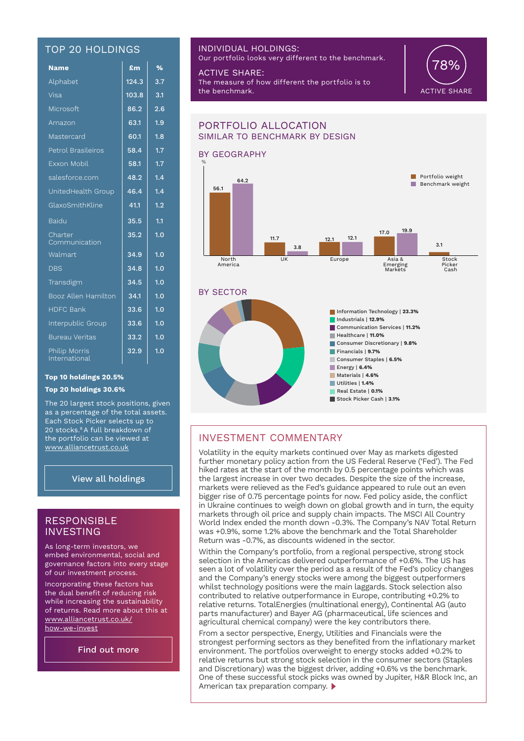## TOP 20 HOLDINGS

| Name | £m | % |
|---|---|---|
| Alphabet | 124.3 | 3.7 |
| Visa | 103.8 | 3.1 |
| Microsoft | 86.2 | 2.6 |
| Amazon | 63.1 | 1.9 |
| Mastercard | 60.1 | 1.8 |
| Petrol Brasileiros | 58.4 | 1.7 |
| Exxon Mobil | 58.1 | 1.7 |
| salesforce.com | 48.2 | 1.4 |
| UnitedHealth Group | 46.4 | 1.4 |
| GlaxoSmithKline | 41.1 | 1.2 |
| Baidu | 35.5 | 1.1 |
| Charter Communication | 35.2 | 1.0 |
| Walmart | 34.9 | 1.0 |
| DBS | 34.8 | 1.0 |
| Transdigm | 34.5 | 1.0 |
| Booz Allen Hamilton | 34.1 | 1.0 |
| HDFC Bank | 33.6 | 1.0 |
| Interpublic Group | 33.6 | 1.0 |
| Bureau Veritas | 33.2 | 1.0 |
| Philip Morris International | 32.9 | 1.0 |

**Top 10 holdings 20.5%**

**Top 20 holdings 30.6%**

The 20 largest stock positions, given as a percentage of the total assets. Each Stock Picker selects up to 20 stocks.[8] A full breakdown of the portfolio can be viewed at www.alliancetrust.co.uk

View all holdings

## RESPONSIBLE INVESTING

As long-term investors, we embed environmental, social and governance factors into every stage of our investment process.

Incorporating these factors has the dual benefit of reducing risk while increasing the sustainability of returns. Read more about this at www.alliancetrust.co.uk/how-we-invest

Find out more

## INDIVIDUAL HOLDINGS:

Our portfolio looks very different to the benchmark.

## ACTIVE SHARE:

The measure of how different the portfolio is to the benchmark.

78%
ACTIVE SHARE

## PORTFOLIO ALLOCATION

### SIMILAR TO BENCHMARK BY DESIGN

### BY GEOGRAPHY

| % | Portfolio weight | Benchmark weight |
|---|---|---|
| North America | 56.1 | 64.2 |
| UK | 11.7 | 3.8 |
| Europe | 12.1 | 12.1 |
| Asia & Emerging Markets | 17.0 | 19.9 |
| Stock Picker Cash | 3.1 | |

### BY SECTOR

- Information Technology | 23.3%
- Industrials | 12.9%
- Communication Services | 11.2%
- Healthcare | 11.0%
- Consumer Discretionary | 9.8%
- Financials | 9.7%
- Consumer Staples | 6.5%
- Energy | 6.4%
- Materials | 4.6%
- Utilities | 1.4%
- Real Estate | 0.1%
- Stock Picker Cash | 3.1%

## INVESTMENT COMMENTARY

Volatility in the equity markets continued over May as markets digested further monetary policy action from the US Federal Reserve ('Fed'). The Fed hiked rates at the start of the month by 0.5 percentage points which was the largest increase in over two decades. Despite the size of the increase, markets were relieved as the Fed's guidance appeared to rule out an even bigger rise of 0.75 percentage points for now. Fed policy aside, the conflict in Ukraine continues to weigh down on global growth and in turn, the equity markets through oil price and supply chain impacts. The MSCI All Country World Index ended the month down -0.3%. The Company's NAV Total Return was +0.9%, some 1.2% above the benchmark and the Total Shareholder Return was -0.7%, as discounts widened in the sector.

Within the Company's portfolio, from a regional perspective, strong stock selection in the Americas delivered outperformance of +0.6%. The US has seen a lot of volatility over the period as a result of the Fed's policy changes and the Company's energy stocks were among the biggest outperformers whilst technology positions were the main laggards. Stock selection also contributed to relative outperformance in Europe, contributing +0.2% to relative returns. TotalEnergies (multinational energy), Continental AG (auto parts manufacturer) and Bayer AG (pharmaceutical, life sciences and agricultural chemical company) were the key contributors there.

From a sector perspective, Energy, Utilities and Financials were the strongest performing sectors as they benefited from the inflationary market environment. The portfolios overweight to energy stocks added +0.2% to relative returns but strong stock selection in the consumer sectors (Staples and Discretionary) was the biggest driver, adding +0.6% vs the benchmark. One of these successful stock picks was owned by Jupiter, H&R Block Inc, an American tax preparation company.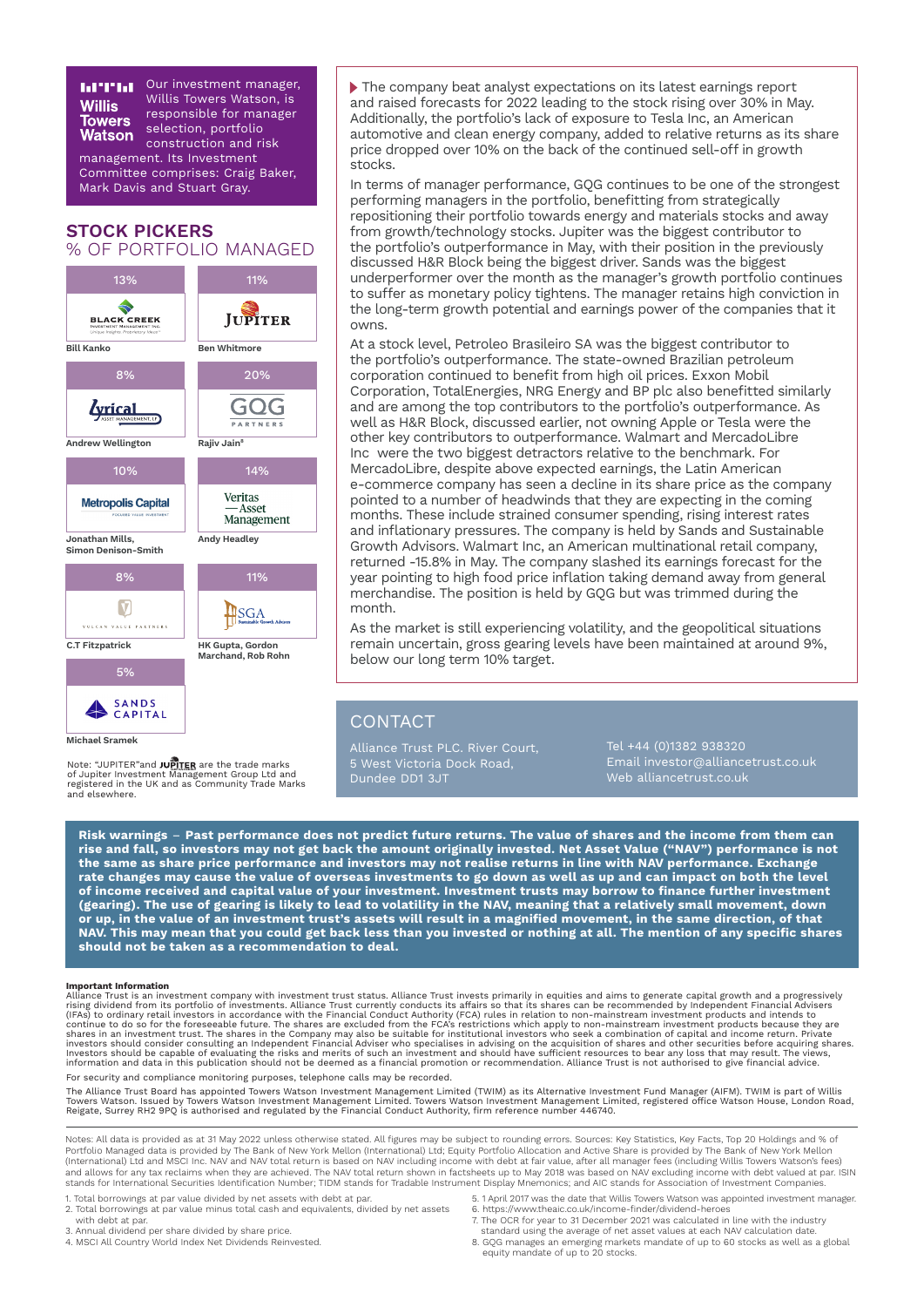Willis Towers Watson

Our investment manager, Willis Towers Watson, is responsible for manager selection, portfolio construction and risk management. Its Investment Committee comprises: Craig Baker, Mark Davis and Stuart Gray.

## STOCK PICKERS

% OF PORTFOLIO MANAGED

| Manager | % | Stock picker(s) |
|---|---|---|
| Black Creek | 13% | Bill Kanko |
| Jupiter | 11% | Ben Whitmore |
| Lyrical Asset Management | 8% | Andrew Wellington |
| GQG Partners | 20% | Rajiv Jain[8] |
| Metropolis Capital | 10% | Jonathan Mills, Simon Denison-Smith |
| Veritas Asset Management | 14% | Andy Headley |
| Vulcan Value Partners | 8% | C.T Fitzpatrick |
| SGA Sustainable Growth Advisers | 11% | HK Gupta, Gordon Marchand, Rob Rohn |
| Sands Capital | 5% | Michael Sramek |

Note: "JUPITER"and JUPITER are the trade marks of Jupiter Investment Management Group Ltd and registered in the UK and as Community Trade Marks and elsewhere.

▶ The company beat analyst expectations on its latest earnings report and raised forecasts for 2022 leading to the stock rising over 30% in May. Additionally, the portfolio's lack of exposure to Tesla Inc, an American automotive and clean energy company, added to relative returns as its share price dropped over 10% on the back of the continued sell-off in growth stocks.

In terms of manager performance, GQG continues to be one of the strongest performing managers in the portfolio, benefitting from strategically repositioning their portfolio towards energy and materials stocks and away from growth/technology stocks. Jupiter was the biggest contributor to the portfolio's outperformance in May, with their position in the previously discussed H&R Block being the biggest driver. Sands was the biggest underperformer over the month as the manager's growth portfolio continues to suffer as monetary policy tightens. The manager retains high conviction in the long-term growth potential and earnings power of the companies that it owns.

At a stock level, Petroleo Brasileiro SA was the biggest contributor to the portfolio's outperformance. The state-owned Brazilian petroleum corporation continued to benefit from high oil prices. Exxon Mobil Corporation, TotalEnergies, NRG Energy and BP plc also benefitted similarly and are among the top contributors to the portfolio's outperformance. As well as H&R Block, discussed earlier, not owning Apple or Tesla were the other key contributors to outperformance. Walmart and MercadoLibre Inc were the two biggest detractors relative to the benchmark. For MercadoLibre, despite above expected earnings, the Latin American e-commerce company has seen a decline in its share price as the company pointed to a number of headwinds that they are expecting in the coming months. These include strained consumer spending, rising interest rates and inflationary pressures. The company is held by Sands and Sustainable Growth Advisors. Walmart Inc, an American multinational retail company, returned -15.8% in May. The company slashed its earnings forecast for the year pointing to high food price inflation taking demand away from general merchandise. The position is held by GQG but was trimmed during the month.

As the market is still experiencing volatility, and the geopolitical situations remain uncertain, gross gearing levels have been maintained at around 9%, below our long term 10% target.

## CONTACT

Alliance Trust PLC. River Court,
5 West Victoria Dock Road,
Dundee DD1 3JT

Tel +44 (0)1382 938320
Email investor@alliancetrust.co.uk
Web alliancetrust.co.uk

**Risk warnings – Past performance does not predict future returns. The value of shares and the income from them can rise and fall, so investors may not get back the amount originally invested. Net Asset Value ("NAV") performance is not the same as share price performance and investors may not realise returns in line with NAV performance. Exchange rate changes may cause the value of overseas investments to go down as well as up and can impact on both the level of income received and capital value of your investment. Investment trusts may borrow to finance further investment (gearing). The use of gearing is likely to lead to volatility in the NAV, meaning that a relatively small movement, down or up, in the value of an investment trust's assets will result in a magnified movement, in the same direction, of that NAV. This may mean that you could get back less than you invested or nothing at all. The mention of any specific shares should not be taken as a recommendation to deal.**

**Important Information**

Alliance Trust is an investment company with investment trust status. Alliance Trust invests primarily in equities and aims to generate capital growth and a progressively rising dividend from its portfolio of investments. Alliance Trust currently conducts its affairs so that its shares can be recommended by Independent Financial Advisers (IFAs) to ordinary retail investors in accordance with the Financial Conduct Authority (FCA) rules in relation to non-mainstream investment products and intends to continue to do so for the foreseeable future. The shares are excluded from the FCA's restrictions which apply to non-mainstream investment products because they are shares in an investment trust. The shares in the Company may also be suitable for institutional investors who seek a combination of capital and income return. Private investors should consider consulting an Independent Financial Adviser who specialises in advising on the acquisition of shares and other securities before acquiring shares. Investors should be capable of evaluating the risks and merits of such an investment and should have sufficient resources to bear any loss that may result. The views, information and data in this publication should not be deemed as a financial promotion or recommendation. Alliance Trust is not authorised to give financial advice.

For security and compliance monitoring purposes, telephone calls may be recorded.

The Alliance Trust Board has appointed Towers Watson Investment Management Limited (TWIM) as its Alternative Investment Fund Manager (AIFM). TWIM is part of Willis Towers Watson. Issued by Towers Watson Investment Management Limited. Towers Watson Investment Management Limited, registered office Watson House, London Road, Reigate, Surrey RH2 9PQ is authorised and regulated by the Financial Conduct Authority, firm reference number 446740.

Notes: All data is provided as at 31 May 2022 unless otherwise stated. All figures may be subject to rounding errors. Sources: Key Statistics, Key Facts, Top 20 Holdings and % of Portfolio Managed data is provided by The Bank of New York Mellon (International) Ltd; Equity Portfolio Allocation and Active Share is provided by The Bank of New York Mellon (International) Ltd and MSCI Inc. NAV and NAV total return is based on NAV including income with debt at fair value, after all manager fees (including Willis Towers Watson's fees) and allows for any tax reclaims when they are achieved. The NAV total return shown in factsheets up to May 2018 was based on NAV excluding income with debt valued at par. ISIN stands for International Securities Identification Number; TIDM stands for Tradable Instrument Display Mnemonics; and AIC stands for Association of Investment Companies.

1. Total borrowings at par value divided by net assets with debt at par.
2. Total borrowings at par value minus total cash and equivalents, divided by net assets with debt at par.
3. Annual dividend per share divided by share price.
4. MSCI All Country World Index Net Dividends Reinvested.
5. 1 April 2017 was the date that Willis Towers Watson was appointed investment manager.
6. https://www.theaic.co.uk/income-finder/dividend-heroes
7. The OCR for year to 31 December 2021 was calculated in line with the industry standard using the average of net asset values at each NAV calculation date.
8. GQG manages an emerging markets mandate of up to 60 stocks as well as a global equity mandate of up to 20 stocks.